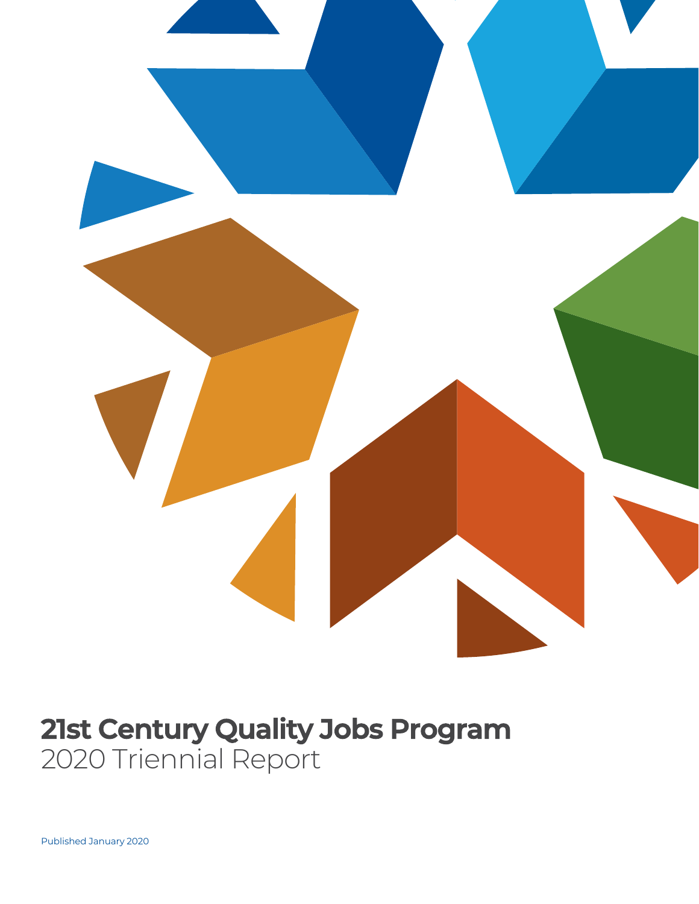# 21st Century Quality Jobs Program

## 2020 Triennial Report

Published January 2020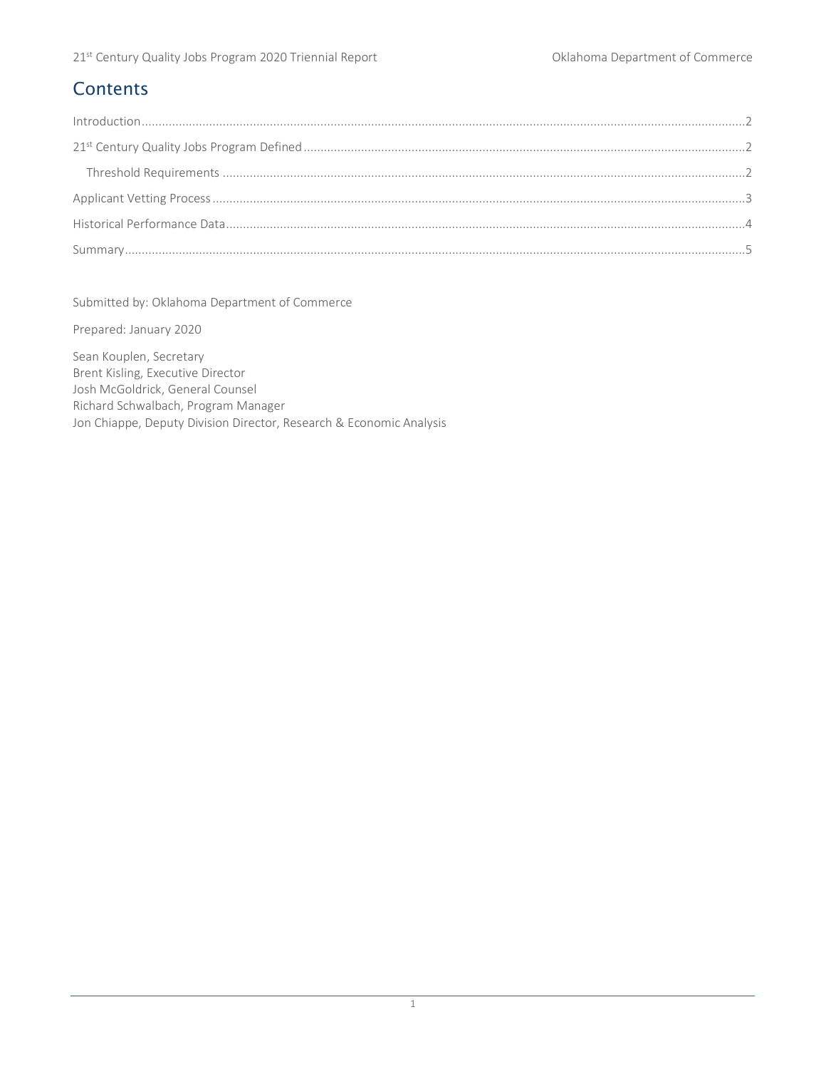# Contents

Introduction .......... 2

21st Century Quality Jobs Program Defined .......... 2

Threshold Requirements .......... 2

Applicant Vetting Process .......... 3

Historical Performance Data .......... 4

Summary .......... 5

Submitted by: Oklahoma Department of Commerce

Prepared: January 2020

Sean Kouplen, Secretary
Brent Kisling, Executive Director
Josh McGoldrick, General Counsel
Richard Schwalbach, Program Manager
Jon Chiappe, Deputy Division Director, Research & Economic Analysis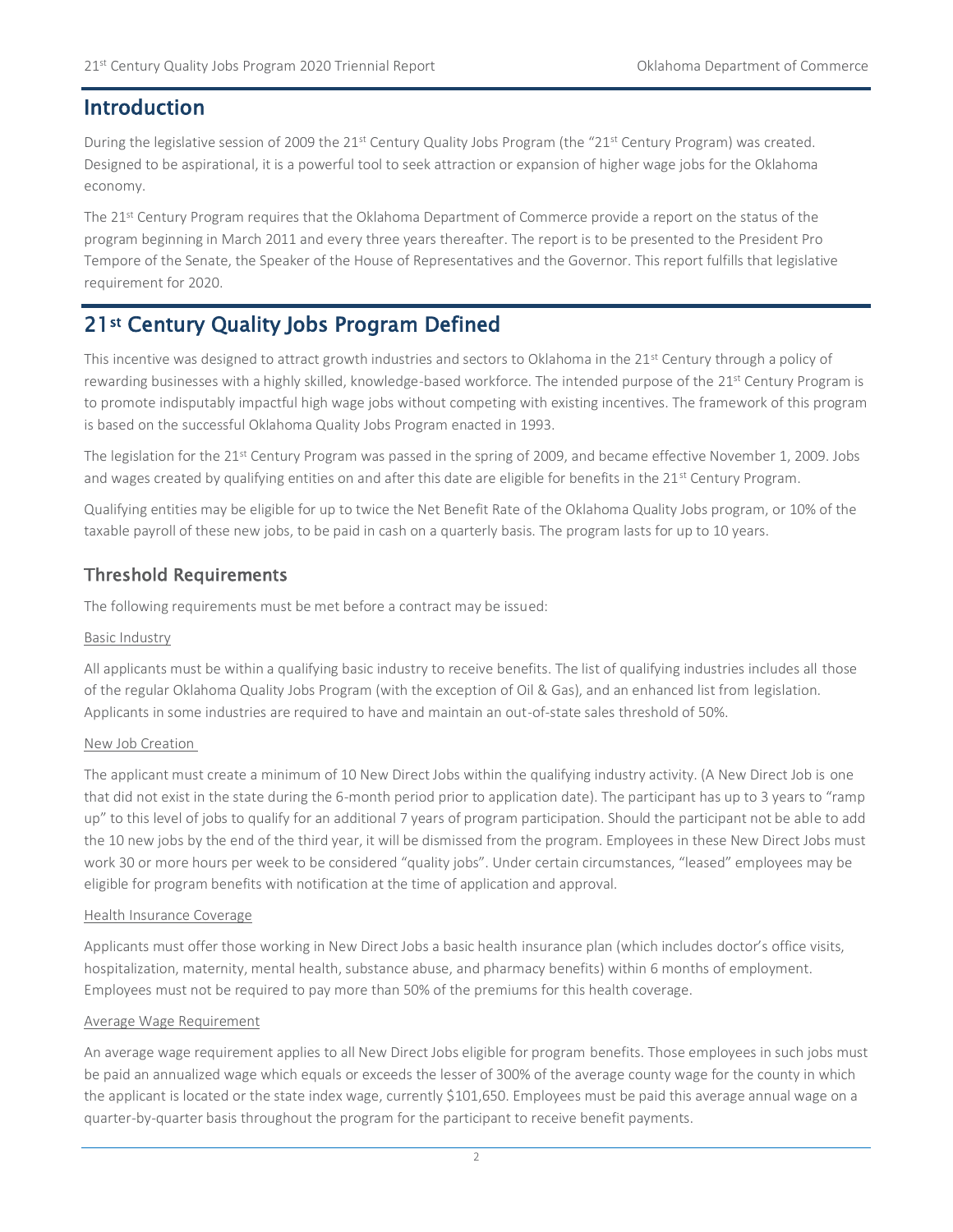## Introduction

During the legislative session of 2009 the 21st Century Quality Jobs Program (the "21st Century Program) was created. Designed to be aspirational, it is a powerful tool to seek attraction or expansion of higher wage jobs for the Oklahoma economy.

The 21st Century Program requires that the Oklahoma Department of Commerce provide a report on the status of the program beginning in March 2011 and every three years thereafter. The report is to be presented to the President Pro Tempore of the Senate, the Speaker of the House of Representatives and the Governor. This report fulfills that legislative requirement for 2020.

## 21st Century Quality Jobs Program Defined

This incentive was designed to attract growth industries and sectors to Oklahoma in the 21st Century through a policy of rewarding businesses with a highly skilled, knowledge-based workforce. The intended purpose of the 21st Century Program is to promote indisputably impactful high wage jobs without competing with existing incentives. The framework of this program is based on the successful Oklahoma Quality Jobs Program enacted in 1993.

The legislation for the 21st Century Program was passed in the spring of 2009, and became effective November 1, 2009. Jobs and wages created by qualifying entities on and after this date are eligible for benefits in the 21st Century Program.

Qualifying entities may be eligible for up to twice the Net Benefit Rate of the Oklahoma Quality Jobs program, or 10% of the taxable payroll of these new jobs, to be paid in cash on a quarterly basis. The program lasts for up to 10 years.

### Threshold Requirements

The following requirements must be met before a contract may be issued:

Basic Industry

All applicants must be within a qualifying basic industry to receive benefits. The list of qualifying industries includes all those of the regular Oklahoma Quality Jobs Program (with the exception of Oil & Gas), and an enhanced list from legislation. Applicants in some industries are required to have and maintain an out-of-state sales threshold of 50%.

New Job Creation

The applicant must create a minimum of 10 New Direct Jobs within the qualifying industry activity. (A New Direct Job is one that did not exist in the state during the 6-month period prior to application date). The participant has up to 3 years to "ramp up" to this level of jobs to qualify for an additional 7 years of program participation. Should the participant not be able to add the 10 new jobs by the end of the third year, it will be dismissed from the program. Employees in these New Direct Jobs must work 30 or more hours per week to be considered "quality jobs". Under certain circumstances, "leased" employees may be eligible for program benefits with notification at the time of application and approval.

Health Insurance Coverage

Applicants must offer those working in New Direct Jobs a basic health insurance plan (which includes doctor's office visits, hospitalization, maternity, mental health, substance abuse, and pharmacy benefits) within 6 months of employment. Employees must not be required to pay more than 50% of the premiums for this health coverage.

Average Wage Requirement

An average wage requirement applies to all New Direct Jobs eligible for program benefits. Those employees in such jobs must be paid an annualized wage which equals or exceeds the lesser of 300% of the average county wage for the county in which the applicant is located or the state index wage, currently $101,650. Employees must be paid this average annual wage on a quarter-by-quarter basis throughout the program for the participant to receive benefit payments.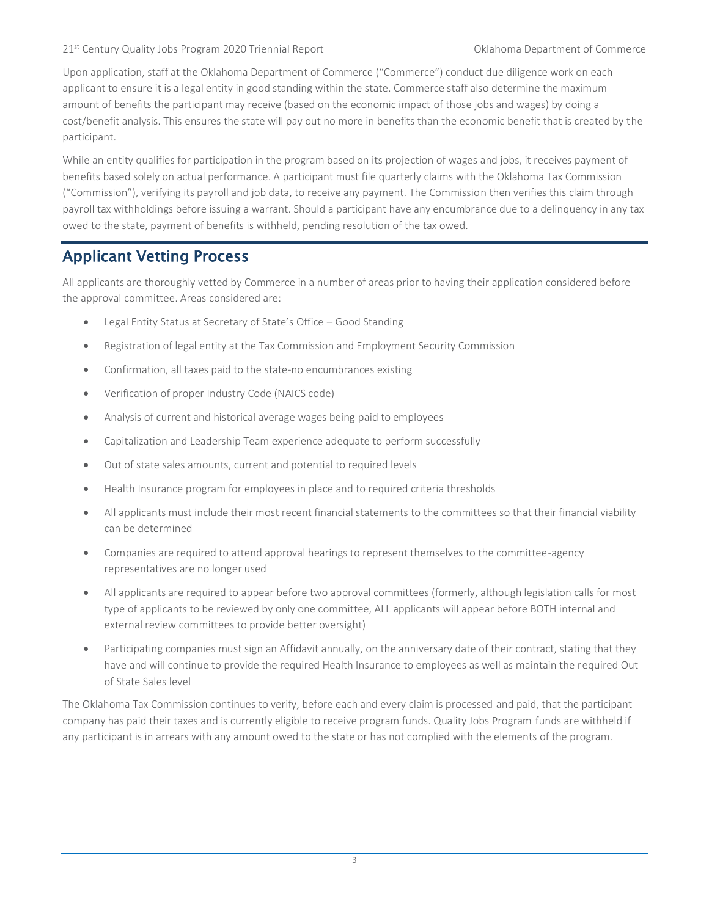Upon application, staff at the Oklahoma Department of Commerce ("Commerce") conduct due diligence work on each applicant to ensure it is a legal entity in good standing within the state. Commerce staff also determine the maximum amount of benefits the participant may receive (based on the economic impact of those jobs and wages) by doing a cost/benefit analysis. This ensures the state will pay out no more in benefits than the economic benefit that is created by the participant.

While an entity qualifies for participation in the program based on its projection of wages and jobs, it receives payment of benefits based solely on actual performance. A participant must file quarterly claims with the Oklahoma Tax Commission ("Commission"), verifying its payroll and job data, to receive any payment. The Commission then verifies this claim through payroll tax withholdings before issuing a warrant. Should a participant have any encumbrance due to a delinquency in any tax owed to the state, payment of benefits is withheld, pending resolution of the tax owed.

## Applicant Vetting Process

All applicants are thoroughly vetted by Commerce in a number of areas prior to having their application considered before the approval committee. Areas considered are:

- Legal Entity Status at Secretary of State's Office – Good Standing
- Registration of legal entity at the Tax Commission and Employment Security Commission
- Confirmation, all taxes paid to the state-no encumbrances existing
- Verification of proper Industry Code (NAICS code)
- Analysis of current and historical average wages being paid to employees
- Capitalization and Leadership Team experience adequate to perform successfully
- Out of state sales amounts, current and potential to required levels
- Health Insurance program for employees in place and to required criteria thresholds
- All applicants must include their most recent financial statements to the committees so that their financial viability can be determined
- Companies are required to attend approval hearings to represent themselves to the committee-agency representatives are no longer used
- All applicants are required to appear before two approval committees (formerly, although legislation calls for most type of applicants to be reviewed by only one committee, ALL applicants will appear before BOTH internal and external review committees to provide better oversight)
- Participating companies must sign an Affidavit annually, on the anniversary date of their contract, stating that they have and will continue to provide the required Health Insurance to employees as well as maintain the required Out of State Sales level

The Oklahoma Tax Commission continues to verify, before each and every claim is processed and paid, that the participant company has paid their taxes and is currently eligible to receive program funds. Quality Jobs Program funds are withheld if any participant is in arrears with any amount owed to the state or has not complied with the elements of the program.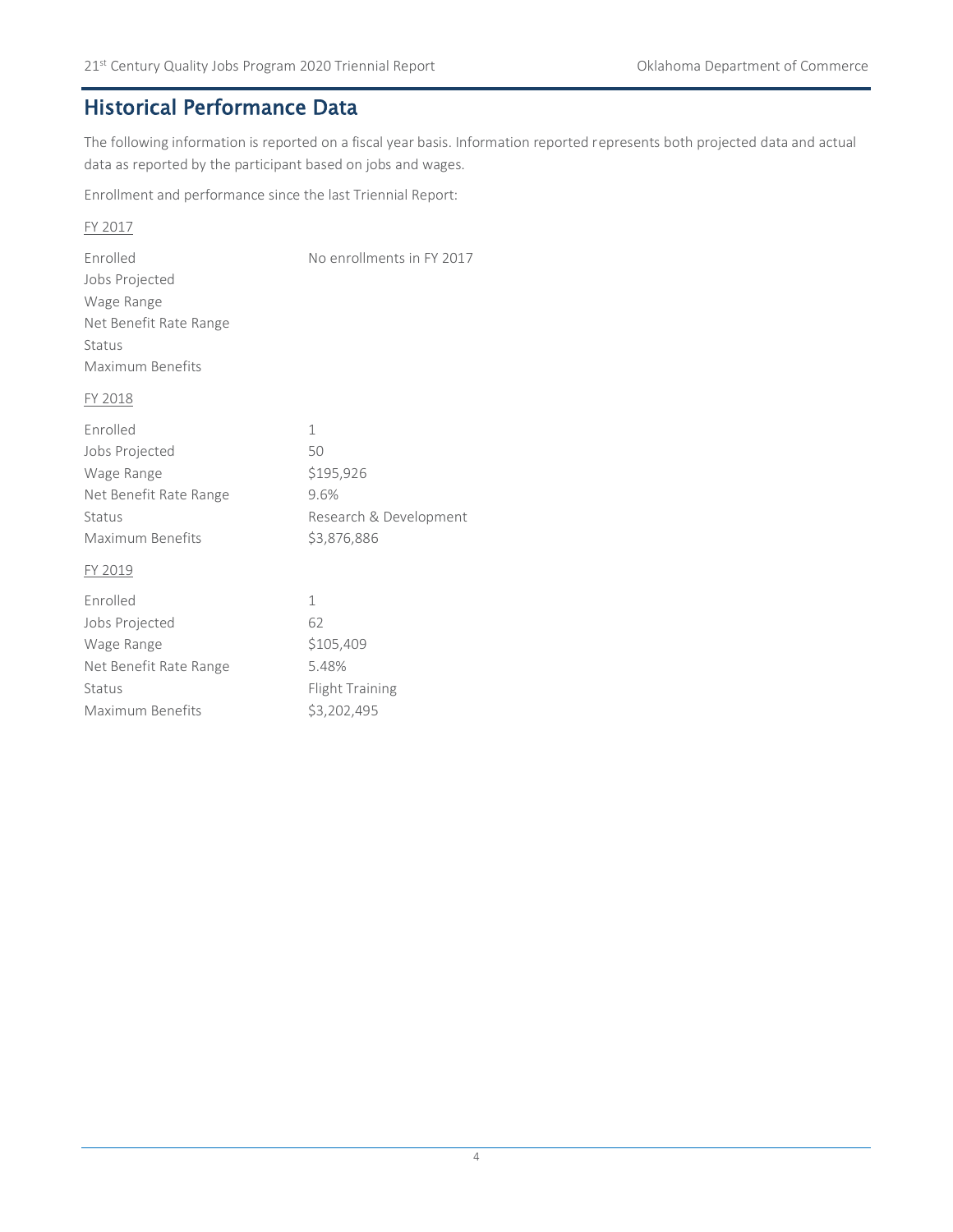## Historical Performance Data

The following information is reported on a fiscal year basis. Information reported represents both projected data and actual data as reported by the participant based on jobs and wages.

Enrollment and performance since the last Triennial Report:

<u>FY 2017</u>

| | |
|---|---|
| Enrolled | No enrollments in FY 2017 |
| Jobs Projected | |
| Wage Range | |
| Net Benefit Rate Range | |
| Status | |
| Maximum Benefits | |

<u>FY 2018</u>

| | |
|---|---|
| Enrolled | 1 |
| Jobs Projected | 50 |
| Wage Range | $195,926 |
| Net Benefit Rate Range | 9.6% |
| Status | Research & Development |
| Maximum Benefits | $3,876,886 |

<u>FY 2019</u>

| | |
|---|---|
| Enrolled | 1 |
| Jobs Projected | 62 |
| Wage Range | $105,409 |
| Net Benefit Rate Range | 5.48% |
| Status | Flight Training |
| Maximum Benefits | $3,202,495 |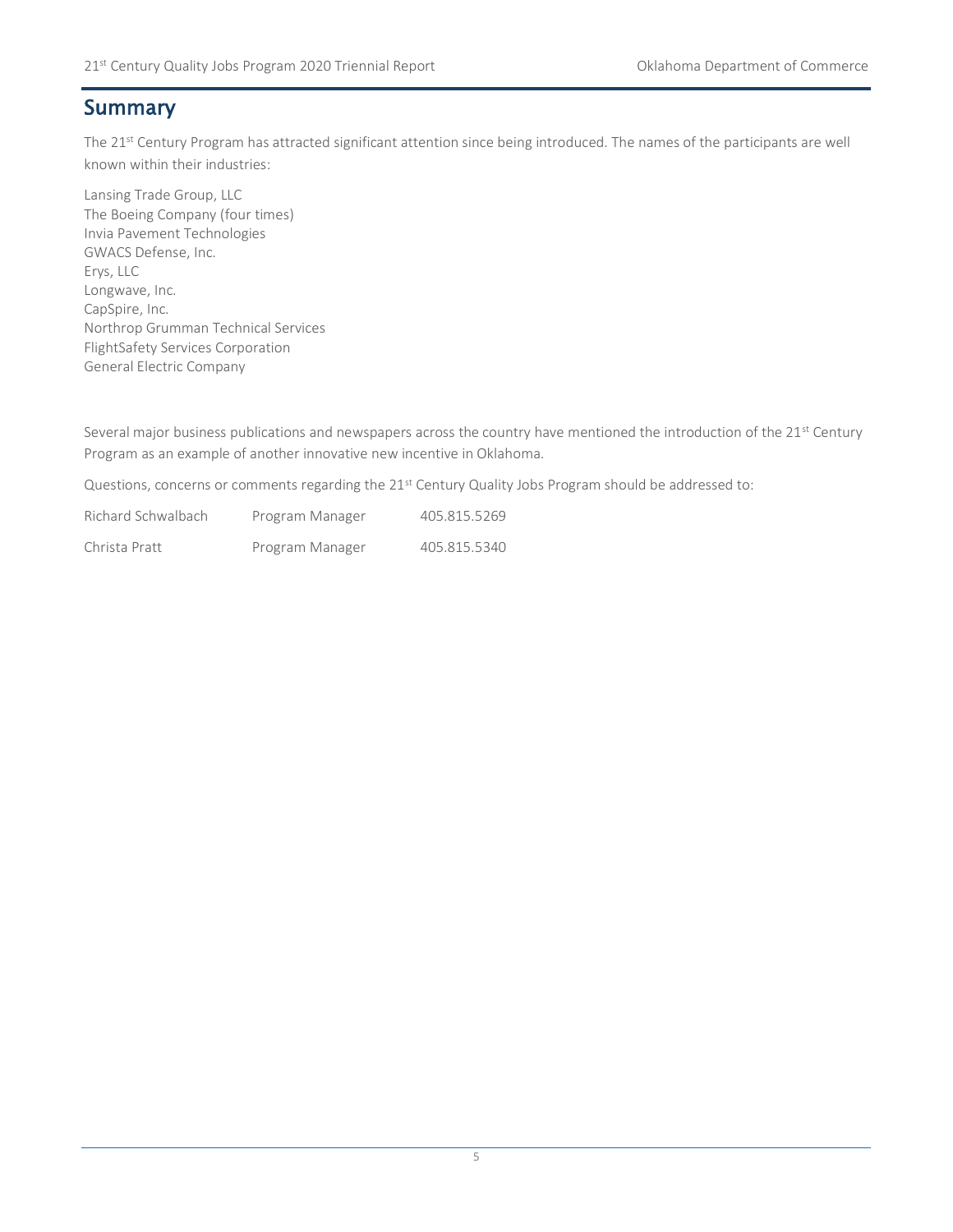## Summary

The 21st Century Program has attracted significant attention since being introduced. The names of the participants are well known within their industries:

Lansing Trade Group, LLC
The Boeing Company (four times)
Invia Pavement Technologies
GWACS Defense, Inc.
Erys, LLC
Longwave, Inc.
CapSpire, Inc.
Northrop Grumman Technical Services
FlightSafety Services Corporation
General Electric Company

Several major business publications and newspapers across the country have mentioned the introduction of the 21st Century Program as an example of another innovative new incentive in Oklahoma.

Questions, concerns or comments regarding the 21st Century Quality Jobs Program should be addressed to:

| | | |
|---|---|---|
| Richard Schwalbach | Program Manager | 405.815.5269 |
| Christa Pratt | Program Manager | 405.815.5340 |